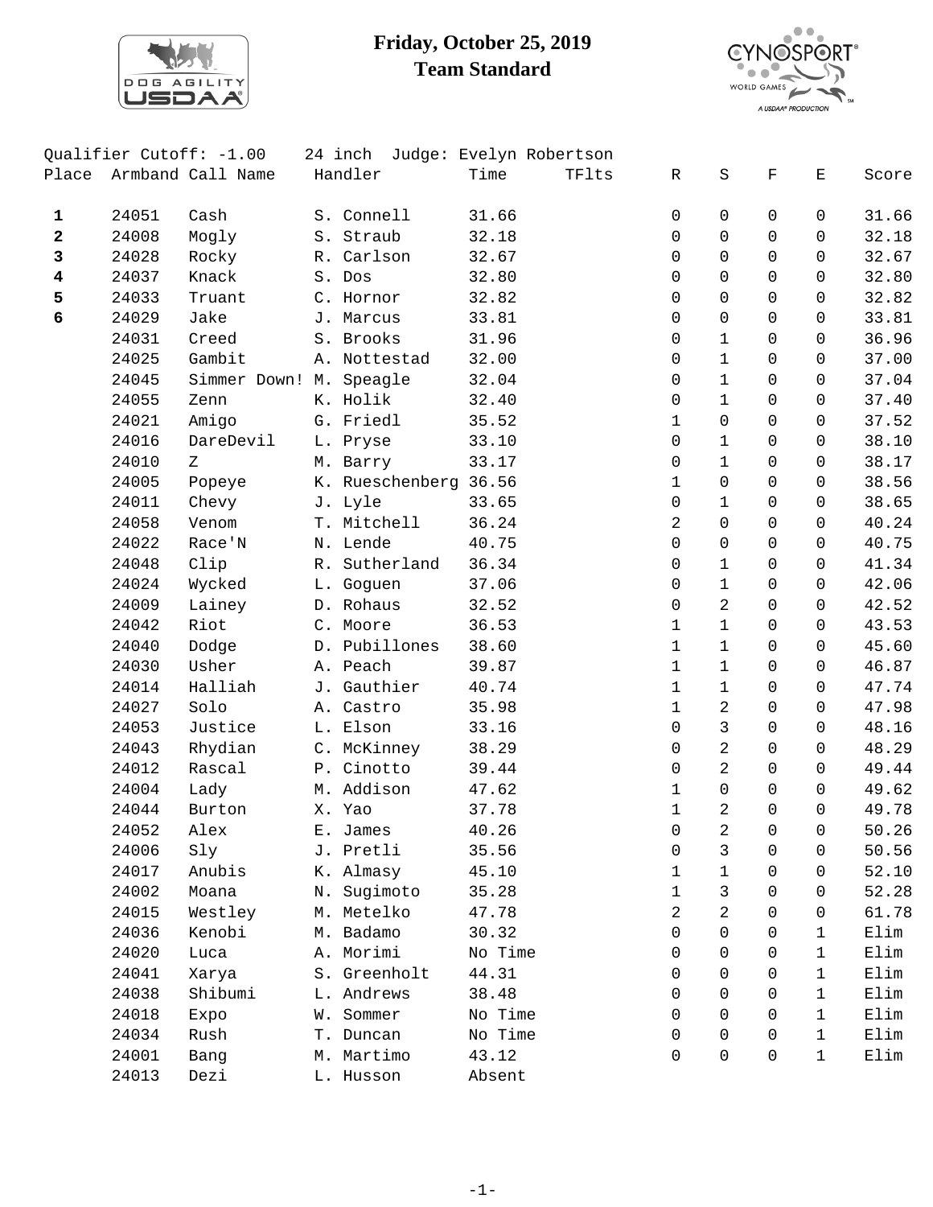# Friday, October 25, 2019
## Team Standard

Qualifier Cutoff: -1.00    24 inch  Judge: Evelyn Robertson

| Place | Armband | Call Name | Handler | Time | TFlts | R | S | F | E | Score |
|---|---|---|---|---|---|---|---|---|---|---|
| **1** | 24051 | Cash | S. Connell | 31.66 | | 0 | 0 | 0 | 0 | 31.66 |
| **2** | 24008 | Mogly | S. Straub | 32.18 | | 0 | 0 | 0 | 0 | 32.18 |
| **3** | 24028 | Rocky | R. Carlson | 32.67 | | 0 | 0 | 0 | 0 | 32.67 |
| **4** | 24037 | Knack | S. Dos | 32.80 | | 0 | 0 | 0 | 0 | 32.80 |
| **5** | 24033 | Truant | C. Hornor | 32.82 | | 0 | 0 | 0 | 0 | 32.82 |
| **6** | 24029 | Jake | J. Marcus | 33.81 | | 0 | 0 | 0 | 0 | 33.81 |
| | 24031 | Creed | S. Brooks | 31.96 | | 0 | 1 | 0 | 0 | 36.96 |
| | 24025 | Gambit | A. Nottestad | 32.00 | | 0 | 1 | 0 | 0 | 37.00 |
| | 24045 | Simmer Down! | M. Speagle | 32.04 | | 0 | 1 | 0 | 0 | 37.04 |
| | 24055 | Zenn | K. Holik | 32.40 | | 0 | 1 | 0 | 0 | 37.40 |
| | 24021 | Amigo | G. Friedl | 35.52 | | 1 | 0 | 0 | 0 | 37.52 |
| | 24016 | DareDevil | L. Pryse | 33.10 | | 0 | 1 | 0 | 0 | 38.10 |
| | 24010 | Z | M. Barry | 33.17 | | 0 | 1 | 0 | 0 | 38.17 |
| | 24005 | Popeye | K. Rueschenberg | 36.56 | | 1 | 0 | 0 | 0 | 38.56 |
| | 24011 | Chevy | J. Lyle | 33.65 | | 0 | 1 | 0 | 0 | 38.65 |
| | 24058 | Venom | T. Mitchell | 36.24 | | 2 | 0 | 0 | 0 | 40.24 |
| | 24022 | Race'N | N. Lende | 40.75 | | 0 | 0 | 0 | 0 | 40.75 |
| | 24048 | Clip | R. Sutherland | 36.34 | | 0 | 1 | 0 | 0 | 41.34 |
| | 24024 | Wycked | L. Goguen | 37.06 | | 0 | 1 | 0 | 0 | 42.06 |
| | 24009 | Lainey | D. Rohaus | 32.52 | | 0 | 2 | 0 | 0 | 42.52 |
| | 24042 | Riot | C. Moore | 36.53 | | 1 | 1 | 0 | 0 | 43.53 |
| | 24040 | Dodge | D. Pubillones | 38.60 | | 1 | 1 | 0 | 0 | 45.60 |
| | 24030 | Usher | A. Peach | 39.87 | | 1 | 1 | 0 | 0 | 46.87 |
| | 24014 | Halliah | J. Gauthier | 40.74 | | 1 | 1 | 0 | 0 | 47.74 |
| | 24027 | Solo | A. Castro | 35.98 | | 1 | 2 | 0 | 0 | 47.98 |
| | 24053 | Justice | L. Elson | 33.16 | | 0 | 3 | 0 | 0 | 48.16 |
| | 24043 | Rhydian | C. McKinney | 38.29 | | 0 | 2 | 0 | 0 | 48.29 |
| | 24012 | Rascal | P. Cinotto | 39.44 | | 0 | 2 | 0 | 0 | 49.44 |
| | 24004 | Lady | M. Addison | 47.62 | | 1 | 0 | 0 | 0 | 49.62 |
| | 24044 | Burton | X. Yao | 37.78 | | 1 | 2 | 0 | 0 | 49.78 |
| | 24052 | Alex | E. James | 40.26 | | 0 | 2 | 0 | 0 | 50.26 |
| | 24006 | Sly | J. Pretli | 35.56 | | 0 | 3 | 0 | 0 | 50.56 |
| | 24017 | Anubis | K. Almasy | 45.10 | | 1 | 1 | 0 | 0 | 52.10 |
| | 24002 | Moana | N. Sugimoto | 35.28 | | 1 | 3 | 0 | 0 | 52.28 |
| | 24015 | Westley | M. Metelko | 47.78 | | 2 | 2 | 0 | 0 | 61.78 |
| | 24036 | Kenobi | M. Badamo | 30.32 | | 0 | 0 | 0 | 1 | Elim |
| | 24020 | Luca | A. Morimi | No Time | | 0 | 0 | 0 | 1 | Elim |
| | 24041 | Xarya | S. Greenholt | 44.31 | | 0 | 0 | 0 | 1 | Elim |
| | 24038 | Shibumi | L. Andrews | 38.48 | | 0 | 0 | 0 | 1 | Elim |
| | 24018 | Expo | W. Sommer | No Time | | 0 | 0 | 0 | 1 | Elim |
| | 24034 | Rush | T. Duncan | No Time | | 0 | 0 | 0 | 1 | Elim |
| | 24001 | Bang | M. Martimo | 43.12 | | 0 | 0 | 0 | 1 | Elim |
| | 24013 | Dezi | L. Husson | Absent | | | | | | |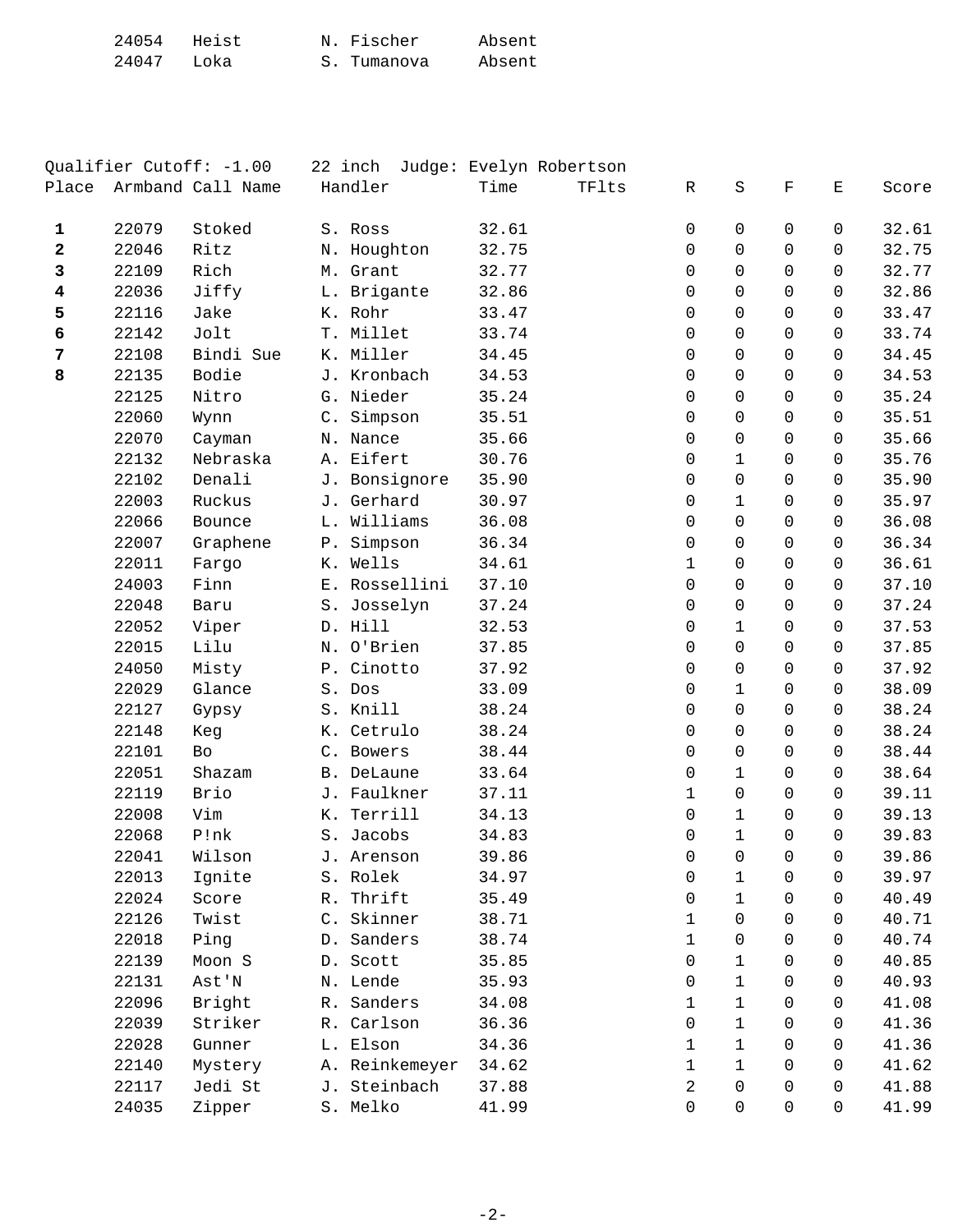| | | | |
|---|---|---|---|
| 24054 | Heist | N. Fischer | Absent |
| 24047 | Loka | S. Tumanova | Absent |

Qualifier Cutoff: -1.00    22 inch  Judge: Evelyn Robertson

| Place | Armband | Call Name | Handler | Time | TFlts | R | S | F | E | Score |
|---|---|---|---|---|---|---|---|---|---|---|
| **1** | 22079 | Stoked | S. Ross | 32.61 | | 0 | 0 | 0 | 0 | 32.61 |
| **2** | 22046 | Ritz | N. Houghton | 32.75 | | 0 | 0 | 0 | 0 | 32.75 |
| **3** | 22109 | Rich | M. Grant | 32.77 | | 0 | 0 | 0 | 0 | 32.77 |
| **4** | 22036 | Jiffy | L. Brigante | 32.86 | | 0 | 0 | 0 | 0 | 32.86 |
| **5** | 22116 | Jake | K. Rohr | 33.47 | | 0 | 0 | 0 | 0 | 33.47 |
| **6** | 22142 | Jolt | T. Millet | 33.74 | | 0 | 0 | 0 | 0 | 33.74 |
| **7** | 22108 | Bindi Sue | K. Miller | 34.45 | | 0 | 0 | 0 | 0 | 34.45 |
| **8** | 22135 | Bodie | J. Kronbach | 34.53 | | 0 | 0 | 0 | 0 | 34.53 |
| | 22125 | Nitro | G. Nieder | 35.24 | | 0 | 0 | 0 | 0 | 35.24 |
| | 22060 | Wynn | C. Simpson | 35.51 | | 0 | 0 | 0 | 0 | 35.51 |
| | 22070 | Cayman | N. Nance | 35.66 | | 0 | 0 | 0 | 0 | 35.66 |
| | 22132 | Nebraska | A. Eifert | 30.76 | | 0 | 1 | 0 | 0 | 35.76 |
| | 22102 | Denali | J. Bonsignore | 35.90 | | 0 | 0 | 0 | 0 | 35.90 |
| | 22003 | Ruckus | J. Gerhard | 30.97 | | 0 | 1 | 0 | 0 | 35.97 |
| | 22066 | Bounce | L. Williams | 36.08 | | 0 | 0 | 0 | 0 | 36.08 |
| | 22007 | Graphene | P. Simpson | 36.34 | | 0 | 0 | 0 | 0 | 36.34 |
| | 22011 | Fargo | K. Wells | 34.61 | | 1 | 0 | 0 | 0 | 36.61 |
| | 24003 | Finn | E. Rossellini | 37.10 | | 0 | 0 | 0 | 0 | 37.10 |
| | 22048 | Baru | S. Josselyn | 37.24 | | 0 | 0 | 0 | 0 | 37.24 |
| | 22052 | Viper | D. Hill | 32.53 | | 0 | 1 | 0 | 0 | 37.53 |
| | 22015 | Lilu | N. O'Brien | 37.85 | | 0 | 0 | 0 | 0 | 37.85 |
| | 24050 | Misty | P. Cinotto | 37.92 | | 0 | 0 | 0 | 0 | 37.92 |
| | 22029 | Glance | S. Dos | 33.09 | | 0 | 1 | 0 | 0 | 38.09 |
| | 22127 | Gypsy | S. Knill | 38.24 | | 0 | 0 | 0 | 0 | 38.24 |
| | 22148 | Keg | K. Cetrulo | 38.24 | | 0 | 0 | 0 | 0 | 38.24 |
| | 22101 | Bo | C. Bowers | 38.44 | | 0 | 0 | 0 | 0 | 38.44 |
| | 22051 | Shazam | B. DeLaune | 33.64 | | 0 | 1 | 0 | 0 | 38.64 |
| | 22119 | Brio | J. Faulkner | 37.11 | | 1 | 0 | 0 | 0 | 39.11 |
| | 22008 | Vim | K. Terrill | 34.13 | | 0 | 1 | 0 | 0 | 39.13 |
| | 22068 | P!nk | S. Jacobs | 34.83 | | 0 | 1 | 0 | 0 | 39.83 |
| | 22041 | Wilson | J. Arenson | 39.86 | | 0 | 0 | 0 | 0 | 39.86 |
| | 22013 | Ignite | S. Rolek | 34.97 | | 0 | 1 | 0 | 0 | 39.97 |
| | 22024 | Score | R. Thrift | 35.49 | | 0 | 1 | 0 | 0 | 40.49 |
| | 22126 | Twist | C. Skinner | 38.71 | | 1 | 0 | 0 | 0 | 40.71 |
| | 22018 | Ping | D. Sanders | 38.74 | | 1 | 0 | 0 | 0 | 40.74 |
| | 22139 | Moon S | D. Scott | 35.85 | | 0 | 1 | 0 | 0 | 40.85 |
| | 22131 | Ast'N | N. Lende | 35.93 | | 0 | 1 | 0 | 0 | 40.93 |
| | 22096 | Bright | R. Sanders | 34.08 | | 1 | 1 | 0 | 0 | 41.08 |
| | 22039 | Striker | R. Carlson | 36.36 | | 0 | 1 | 0 | 0 | 41.36 |
| | 22028 | Gunner | L. Elson | 34.36 | | 1 | 1 | 0 | 0 | 41.36 |
| | 22140 | Mystery | A. Reinkemeyer | 34.62 | | 1 | 1 | 0 | 0 | 41.62 |
| | 22117 | Jedi St | J. Steinbach | 37.88 | | 2 | 0 | 0 | 0 | 41.88 |
| | 24035 | Zipper | S. Melko | 41.99 | | 0 | 0 | 0 | 0 | 41.99 |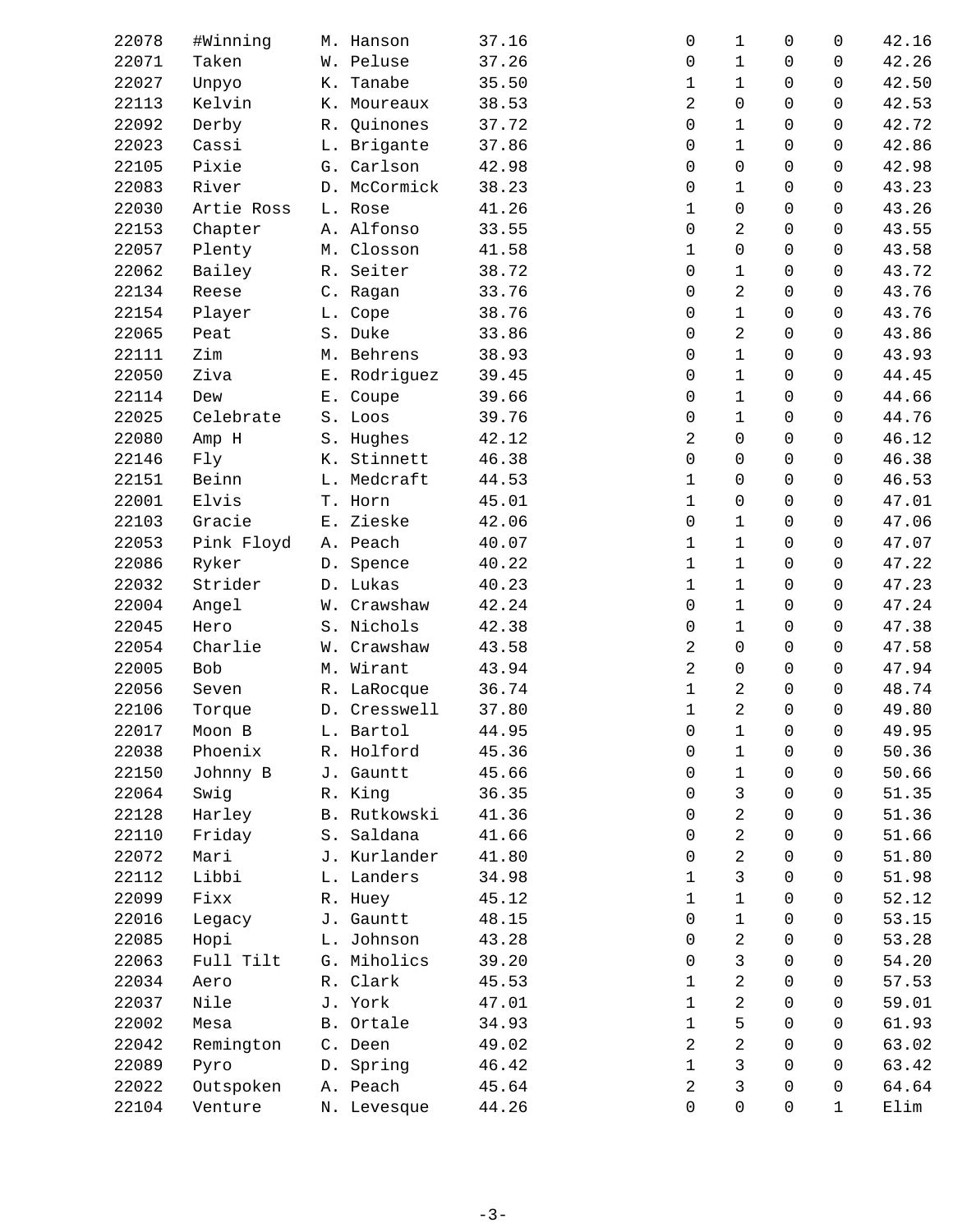| | | | | | | | | |
|---|---|---|---|---|---|---|---|---|
| 22078 | #Winning | M. Hanson | 37.16 | 0 | 1 | 0 | 0 | 42.16 |
| 22071 | Taken | W. Peluse | 37.26 | 0 | 1 | 0 | 0 | 42.26 |
| 22027 | Unpyo | K. Tanabe | 35.50 | 1 | 1 | 0 | 0 | 42.50 |
| 22113 | Kelvin | K. Moureaux | 38.53 | 2 | 0 | 0 | 0 | 42.53 |
| 22092 | Derby | R. Quinones | 37.72 | 0 | 1 | 0 | 0 | 42.72 |
| 22023 | Cassi | L. Brigante | 37.86 | 0 | 1 | 0 | 0 | 42.86 |
| 22105 | Pixie | G. Carlson | 42.98 | 0 | 0 | 0 | 0 | 42.98 |
| 22083 | River | D. McCormick | 38.23 | 0 | 1 | 0 | 0 | 43.23 |
| 22030 | Artie Ross | L. Rose | 41.26 | 1 | 0 | 0 | 0 | 43.26 |
| 22153 | Chapter | A. Alfonso | 33.55 | 0 | 2 | 0 | 0 | 43.55 |
| 22057 | Plenty | M. Closson | 41.58 | 1 | 0 | 0 | 0 | 43.58 |
| 22062 | Bailey | R. Seiter | 38.72 | 0 | 1 | 0 | 0 | 43.72 |
| 22134 | Reese | C. Ragan | 33.76 | 0 | 2 | 0 | 0 | 43.76 |
| 22154 | Player | L. Cope | 38.76 | 0 | 1 | 0 | 0 | 43.76 |
| 22065 | Peat | S. Duke | 33.86 | 0 | 2 | 0 | 0 | 43.86 |
| 22111 | Zim | M. Behrens | 38.93 | 0 | 1 | 0 | 0 | 43.93 |
| 22050 | Ziva | E. Rodriguez | 39.45 | 0 | 1 | 0 | 0 | 44.45 |
| 22114 | Dew | E. Coupe | 39.66 | 0 | 1 | 0 | 0 | 44.66 |
| 22025 | Celebrate | S. Loos | 39.76 | 0 | 1 | 0 | 0 | 44.76 |
| 22080 | Amp H | S. Hughes | 42.12 | 2 | 0 | 0 | 0 | 46.12 |
| 22146 | Fly | K. Stinnett | 46.38 | 0 | 0 | 0 | 0 | 46.38 |
| 22151 | Beinn | L. Medcraft | 44.53 | 1 | 0 | 0 | 0 | 46.53 |
| 22001 | Elvis | T. Horn | 45.01 | 1 | 0 | 0 | 0 | 47.01 |
| 22103 | Gracie | E. Zieske | 42.06 | 0 | 1 | 0 | 0 | 47.06 |
| 22053 | Pink Floyd | A. Peach | 40.07 | 1 | 1 | 0 | 0 | 47.07 |
| 22086 | Ryker | D. Spence | 40.22 | 1 | 1 | 0 | 0 | 47.22 |
| 22032 | Strider | D. Lukas | 40.23 | 1 | 1 | 0 | 0 | 47.23 |
| 22004 | Angel | W. Crawshaw | 42.24 | 0 | 1 | 0 | 0 | 47.24 |
| 22045 | Hero | S. Nichols | 42.38 | 0 | 1 | 0 | 0 | 47.38 |
| 22054 | Charlie | W. Crawshaw | 43.58 | 2 | 0 | 0 | 0 | 47.58 |
| 22005 | Bob | M. Wirant | 43.94 | 2 | 0 | 0 | 0 | 47.94 |
| 22056 | Seven | R. LaRocque | 36.74 | 1 | 2 | 0 | 0 | 48.74 |
| 22106 | Torque | D. Cresswell | 37.80 | 1 | 2 | 0 | 0 | 49.80 |
| 22017 | Moon B | L. Bartol | 44.95 | 0 | 1 | 0 | 0 | 49.95 |
| 22038 | Phoenix | R. Holford | 45.36 | 0 | 1 | 0 | 0 | 50.36 |
| 22150 | Johnny B | J. Gauntt | 45.66 | 0 | 1 | 0 | 0 | 50.66 |
| 22064 | Swig | R. King | 36.35 | 0 | 3 | 0 | 0 | 51.35 |
| 22128 | Harley | B. Rutkowski | 41.36 | 0 | 2 | 0 | 0 | 51.36 |
| 22110 | Friday | S. Saldana | 41.66 | 0 | 2 | 0 | 0 | 51.66 |
| 22072 | Mari | J. Kurlander | 41.80 | 0 | 2 | 0 | 0 | 51.80 |
| 22112 | Libbi | L. Landers | 34.98 | 1 | 3 | 0 | 0 | 51.98 |
| 22099 | Fixx | R. Huey | 45.12 | 1 | 1 | 0 | 0 | 52.12 |
| 22016 | Legacy | J. Gauntt | 48.15 | 0 | 1 | 0 | 0 | 53.15 |
| 22085 | Hopi | L. Johnson | 43.28 | 0 | 2 | 0 | 0 | 53.28 |
| 22063 | Full Tilt | G. Miholics | 39.20 | 0 | 3 | 0 | 0 | 54.20 |
| 22034 | Aero | R. Clark | 45.53 | 1 | 2 | 0 | 0 | 57.53 |
| 22037 | Nile | J. York | 47.01 | 1 | 2 | 0 | 0 | 59.01 |
| 22002 | Mesa | B. Ortale | 34.93 | 1 | 5 | 0 | 0 | 61.93 |
| 22042 | Remington | C. Deen | 49.02 | 2 | 2 | 0 | 0 | 63.02 |
| 22089 | Pyro | D. Spring | 46.42 | 1 | 3 | 0 | 0 | 63.42 |
| 22022 | Outspoken | A. Peach | 45.64 | 2 | 3 | 0 | 0 | 64.64 |
| 22104 | Venture | N. Levesque | 44.26 | 0 | 0 | 0 | 1 | Elim |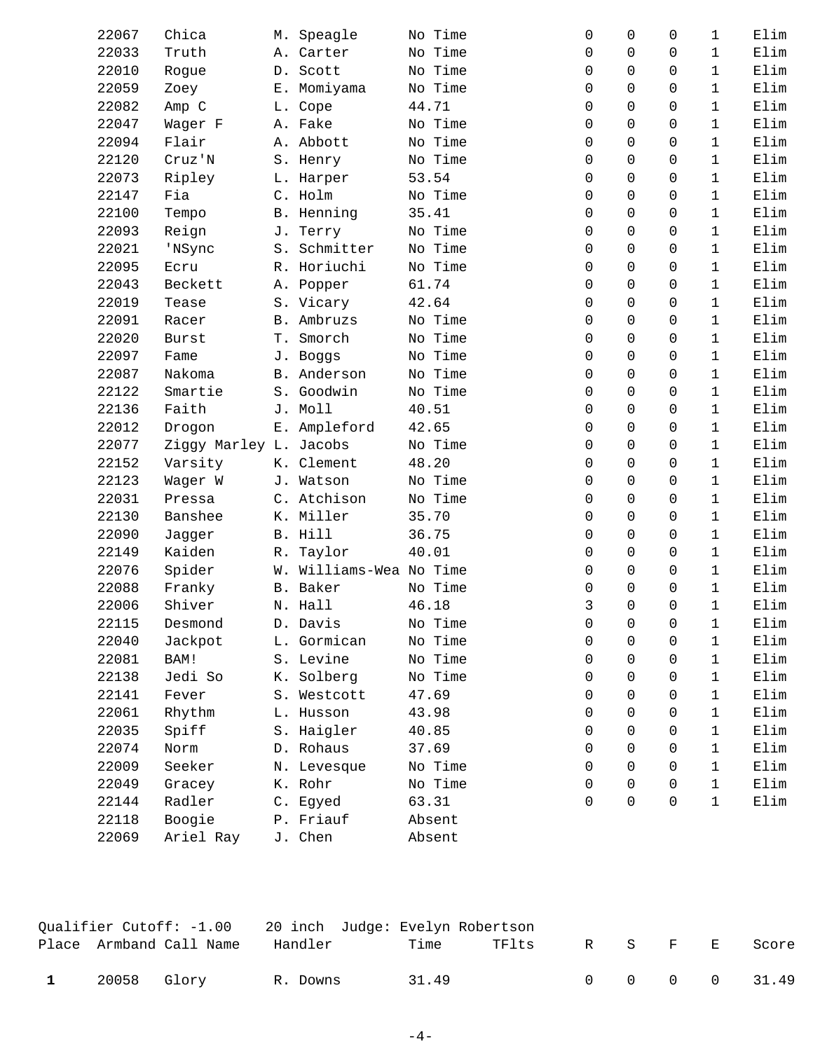| | Armband | Call Name | Handler | Time | TFlts | R | S | F | E | Score |
|---|---|---|---|---|---|---|---|---|---|---|
| | 22067 | Chica | M. Speagle | No Time | | 0 | 0 | 0 | 1 | Elim |
| | 22033 | Truth | A. Carter | No Time | | 0 | 0 | 0 | 1 | Elim |
| | 22010 | Rogue | D. Scott | No Time | | 0 | 0 | 0 | 1 | Elim |
| | 22059 | Zoey | E. Momiyama | No Time | | 0 | 0 | 0 | 1 | Elim |
| | 22082 | Amp C | L. Cope | 44.71 | | 0 | 0 | 0 | 1 | Elim |
| | 22047 | Wager F | A. Fake | No Time | | 0 | 0 | 0 | 1 | Elim |
| | 22094 | Flair | A. Abbott | No Time | | 0 | 0 | 0 | 1 | Elim |
| | 22120 | Cruz'N | S. Henry | No Time | | 0 | 0 | 0 | 1 | Elim |
| | 22073 | Ripley | L. Harper | 53.54 | | 0 | 0 | 0 | 1 | Elim |
| | 22147 | Fia | C. Holm | No Time | | 0 | 0 | 0 | 1 | Elim |
| | 22100 | Tempo | B. Henning | 35.41 | | 0 | 0 | 0 | 1 | Elim |
| | 22093 | Reign | J. Terry | No Time | | 0 | 0 | 0 | 1 | Elim |
| | 22021 | 'NSync | S. Schmitter | No Time | | 0 | 0 | 0 | 1 | Elim |
| | 22095 | Ecru | R. Horiuchi | No Time | | 0 | 0 | 0 | 1 | Elim |
| | 22043 | Beckett | A. Popper | 61.74 | | 0 | 0 | 0 | 1 | Elim |
| | 22019 | Tease | S. Vicary | 42.64 | | 0 | 0 | 0 | 1 | Elim |
| | 22091 | Racer | B. Ambruzs | No Time | | 0 | 0 | 0 | 1 | Elim |
| | 22020 | Burst | T. Smorch | No Time | | 0 | 0 | 0 | 1 | Elim |
| | 22097 | Fame | J. Boggs | No Time | | 0 | 0 | 0 | 1 | Elim |
| | 22087 | Nakoma | B. Anderson | No Time | | 0 | 0 | 0 | 1 | Elim |
| | 22122 | Smartie | S. Goodwin | No Time | | 0 | 0 | 0 | 1 | Elim |
| | 22136 | Faith | J. Moll | 40.51 | | 0 | 0 | 0 | 1 | Elim |
| | 22012 | Drogon | E. Ampleford | 42.65 | | 0 | 0 | 0 | 1 | Elim |
| | 22077 | Ziggy Marley | L. Jacobs | No Time | | 0 | 0 | 0 | 1 | Elim |
| | 22152 | Varsity | K. Clement | 48.20 | | 0 | 0 | 0 | 1 | Elim |
| | 22123 | Wager W | J. Watson | No Time | | 0 | 0 | 0 | 1 | Elim |
| | 22031 | Pressa | C. Atchison | No Time | | 0 | 0 | 0 | 1 | Elim |
| | 22130 | Banshee | K. Miller | 35.70 | | 0 | 0 | 0 | 1 | Elim |
| | 22090 | Jagger | B. Hill | 36.75 | | 0 | 0 | 0 | 1 | Elim |
| | 22149 | Kaiden | R. Taylor | 40.01 | | 0 | 0 | 0 | 1 | Elim |
| | 22076 | Spider | W. Williams-Wea | No Time | | 0 | 0 | 0 | 1 | Elim |
| | 22088 | Franky | B. Baker | No Time | | 0 | 0 | 0 | 1 | Elim |
| | 22006 | Shiver | N. Hall | 46.18 | | 3 | 0 | 0 | 1 | Elim |
| | 22115 | Desmond | D. Davis | No Time | | 0 | 0 | 0 | 1 | Elim |
| | 22040 | Jackpot | L. Gormican | No Time | | 0 | 0 | 0 | 1 | Elim |
| | 22081 | BAM! | S. Levine | No Time | | 0 | 0 | 0 | 1 | Elim |
| | 22138 | Jedi So | K. Solberg | No Time | | 0 | 0 | 0 | 1 | Elim |
| | 22141 | Fever | S. Westcott | 47.69 | | 0 | 0 | 0 | 1 | Elim |
| | 22061 | Rhythm | L. Husson | 43.98 | | 0 | 0 | 0 | 1 | Elim |
| | 22035 | Spiff | S. Haigler | 40.85 | | 0 | 0 | 0 | 1 | Elim |
| | 22074 | Norm | D. Rohaus | 37.69 | | 0 | 0 | 0 | 1 | Elim |
| | 22009 | Seeker | N. Levesque | No Time | | 0 | 0 | 0 | 1 | Elim |
| | 22049 | Gracey | K. Rohr | No Time | | 0 | 0 | 0 | 1 | Elim |
| | 22144 | Radler | C. Egyed | 63.31 | | 0 | 0 | 0 | 1 | Elim |
| | 22118 | Boogie | P. Friauf | Absent | | | | | | |
| | 22069 | Ariel Ray | J. Chen | Absent | | | | | | |

Qualifier Cutoff: -1.00    20 inch  Judge: Evelyn Robertson

| Place | Armband | Call Name | Handler | Time | TFlts | R | S | F | E | Score |
|---|---|---|---|---|---|---|---|---|---|---|
| **1** | 20058 | Glory | R. Downs | 31.49 | | 0 | 0 | 0 | 0 | 31.49 |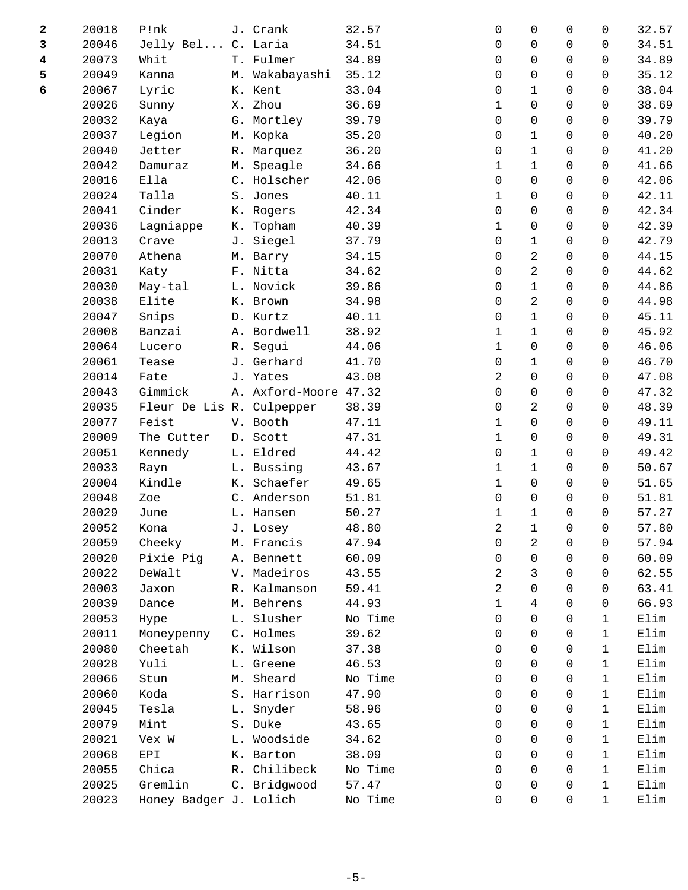| | | | | | | | | | |
|---|---|---|---|---|---|---|---|---|---|
| **2** | 20018 | P!nk | J. Crank | 32.57 | 0 | 0 | 0 | 0 | 32.57 |
| **3** | 20046 | Jelly Bel... | C. Laria | 34.51 | 0 | 0 | 0 | 0 | 34.51 |
| **4** | 20073 | Whit | T. Fulmer | 34.89 | 0 | 0 | 0 | 0 | 34.89 |
| **5** | 20049 | Kanna | M. Wakabayashi | 35.12 | 0 | 0 | 0 | 0 | 35.12 |
| **6** | 20067 | Lyric | K. Kent | 33.04 | 0 | 1 | 0 | 0 | 38.04 |
| | 20026 | Sunny | X. Zhou | 36.69 | 1 | 0 | 0 | 0 | 38.69 |
| | 20032 | Kaya | G. Mortley | 39.79 | 0 | 0 | 0 | 0 | 39.79 |
| | 20037 | Legion | M. Kopka | 35.20 | 0 | 1 | 0 | 0 | 40.20 |
| | 20040 | Jetter | R. Marquez | 36.20 | 0 | 1 | 0 | 0 | 41.20 |
| | 20042 | Damuraz | M. Speagle | 34.66 | 1 | 1 | 0 | 0 | 41.66 |
| | 20016 | Ella | C. Holscher | 42.06 | 0 | 0 | 0 | 0 | 42.06 |
| | 20024 | Talla | S. Jones | 40.11 | 1 | 0 | 0 | 0 | 42.11 |
| | 20041 | Cinder | K. Rogers | 42.34 | 0 | 0 | 0 | 0 | 42.34 |
| | 20036 | Lagniappe | K. Topham | 40.39 | 1 | 0 | 0 | 0 | 42.39 |
| | 20013 | Crave | J. Siegel | 37.79 | 0 | 1 | 0 | 0 | 42.79 |
| | 20070 | Athena | M. Barry | 34.15 | 0 | 2 | 0 | 0 | 44.15 |
| | 20031 | Katy | F. Nitta | 34.62 | 0 | 2 | 0 | 0 | 44.62 |
| | 20030 | May-tal | L. Novick | 39.86 | 0 | 1 | 0 | 0 | 44.86 |
| | 20038 | Elite | K. Brown | 34.98 | 0 | 2 | 0 | 0 | 44.98 |
| | 20047 | Snips | D. Kurtz | 40.11 | 0 | 1 | 0 | 0 | 45.11 |
| | 20008 | Banzai | A. Bordwell | 38.92 | 1 | 1 | 0 | 0 | 45.92 |
| | 20064 | Lucero | R. Segui | 44.06 | 1 | 0 | 0 | 0 | 46.06 |
| | 20061 | Tease | J. Gerhard | 41.70 | 0 | 1 | 0 | 0 | 46.70 |
| | 20014 | Fate | J. Yates | 43.08 | 2 | 0 | 0 | 0 | 47.08 |
| | 20043 | Gimmick | A. Axford-Moore | 47.32 | 0 | 0 | 0 | 0 | 47.32 |
| | 20035 | Fleur De Lis | R. Culpepper | 38.39 | 0 | 2 | 0 | 0 | 48.39 |
| | 20077 | Feist | V. Booth | 47.11 | 1 | 0 | 0 | 0 | 49.11 |
| | 20009 | The Cutter | D. Scott | 47.31 | 1 | 0 | 0 | 0 | 49.31 |
| | 20051 | Kennedy | L. Eldred | 44.42 | 0 | 1 | 0 | 0 | 49.42 |
| | 20033 | Rayn | L. Bussing | 43.67 | 1 | 1 | 0 | 0 | 50.67 |
| | 20004 | Kindle | K. Schaefer | 49.65 | 1 | 0 | 0 | 0 | 51.65 |
| | 20048 | Zoe | C. Anderson | 51.81 | 0 | 0 | 0 | 0 | 51.81 |
| | 20029 | June | L. Hansen | 50.27 | 1 | 1 | 0 | 0 | 57.27 |
| | 20052 | Kona | J. Losey | 48.80 | 2 | 1 | 0 | 0 | 57.80 |
| | 20059 | Cheeky | M. Francis | 47.94 | 0 | 2 | 0 | 0 | 57.94 |
| | 20020 | Pixie Pig | A. Bennett | 60.09 | 0 | 0 | 0 | 0 | 60.09 |
| | 20022 | DeWalt | V. Madeiros | 43.55 | 2 | 3 | 0 | 0 | 62.55 |
| | 20003 | Jaxon | R. Kalmanson | 59.41 | 2 | 0 | 0 | 0 | 63.41 |
| | 20039 | Dance | M. Behrens | 44.93 | 1 | 4 | 0 | 0 | 66.93 |
| | 20053 | Hype | L. Slusher | No Time | 0 | 0 | 0 | 1 | Elim |
| | 20011 | Moneypenny | C. Holmes | 39.62 | 0 | 0 | 0 | 1 | Elim |
| | 20080 | Cheetah | K. Wilson | 37.38 | 0 | 0 | 0 | 1 | Elim |
| | 20028 | Yuli | L. Greene | 46.53 | 0 | 0 | 0 | 1 | Elim |
| | 20066 | Stun | M. Sheard | No Time | 0 | 0 | 0 | 1 | Elim |
| | 20060 | Koda | S. Harrison | 47.90 | 0 | 0 | 0 | 1 | Elim |
| | 20045 | Tesla | L. Snyder | 58.96 | 0 | 0 | 0 | 1 | Elim |
| | 20079 | Mint | S. Duke | 43.65 | 0 | 0 | 0 | 1 | Elim |
| | 20021 | Vex W | L. Woodside | 34.62 | 0 | 0 | 0 | 1 | Elim |
| | 20068 | EPI | K. Barton | 38.09 | 0 | 0 | 0 | 1 | Elim |
| | 20055 | Chica | R. Chilibeck | No Time | 0 | 0 | 0 | 1 | Elim |
| | 20025 | Gremlin | C. Bridgwood | 57.47 | 0 | 0 | 0 | 1 | Elim |
| | 20023 | Honey Badger | J. Lolich | No Time | 0 | 0 | 0 | 1 | Elim |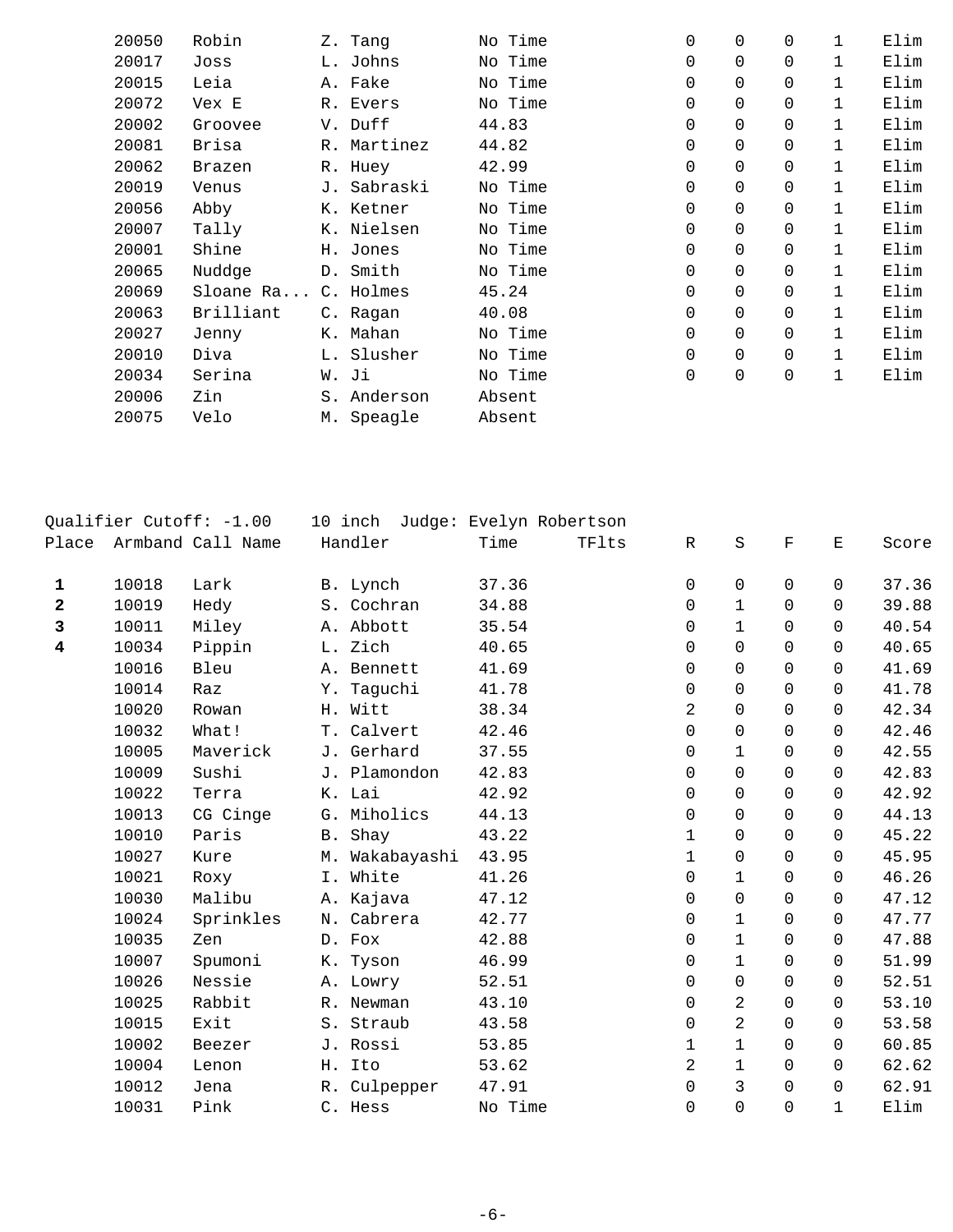| Place | Armband | Call Name | Handler | Time | TFlts | R | S | F | E | Score |
|---|---|---|---|---|---|---|---|---|---|---|
| | 20050 | Robin | Z. Tang | No Time | | 0 | 0 | 0 | 1 | Elim |
| | 20017 | Joss | L. Johns | No Time | | 0 | 0 | 0 | 1 | Elim |
| | 20015 | Leia | A. Fake | No Time | | 0 | 0 | 0 | 1 | Elim |
| | 20072 | Vex E | R. Evers | No Time | | 0 | 0 | 0 | 1 | Elim |
| | 20002 | Groovee | V. Duff | 44.83 | | 0 | 0 | 0 | 1 | Elim |
| | 20081 | Brisa | R. Martinez | 44.82 | | 0 | 0 | 0 | 1 | Elim |
| | 20062 | Brazen | R. Huey | 42.99 | | 0 | 0 | 0 | 1 | Elim |
| | 20019 | Venus | J. Sabraski | No Time | | 0 | 0 | 0 | 1 | Elim |
| | 20056 | Abby | K. Ketner | No Time | | 0 | 0 | 0 | 1 | Elim |
| | 20007 | Tally | K. Nielsen | No Time | | 0 | 0 | 0 | 1 | Elim |
| | 20001 | Shine | H. Jones | No Time | | 0 | 0 | 0 | 1 | Elim |
| | 20065 | Nuddge | D. Smith | No Time | | 0 | 0 | 0 | 1 | Elim |
| | 20069 | Sloane Ra... | C. Holmes | 45.24 | | 0 | 0 | 0 | 1 | Elim |
| | 20063 | Brilliant | C. Ragan | 40.08 | | 0 | 0 | 0 | 1 | Elim |
| | 20027 | Jenny | K. Mahan | No Time | | 0 | 0 | 0 | 1 | Elim |
| | 20010 | Diva | L. Slusher | No Time | | 0 | 0 | 0 | 1 | Elim |
| | 20034 | Serina | W. Ji | No Time | | 0 | 0 | 0 | 1 | Elim |
| | 20006 | Zin | S. Anderson | Absent | | | | | | |
| | 20075 | Velo | M. Speagle | Absent | | | | | | |

Qualifier Cutoff: -1.00    10 inch  Judge: Evelyn Robertson

| Place | Armband | Call Name | Handler | Time | TFlts | R | S | F | E | Score |
|---|---|---|---|---|---|---|---|---|---|---|
| **1** | 10018 | Lark | B. Lynch | 37.36 | | 0 | 0 | 0 | 0 | 37.36 |
| **2** | 10019 | Hedy | S. Cochran | 34.88 | | 0 | 1 | 0 | 0 | 39.88 |
| **3** | 10011 | Miley | A. Abbott | 35.54 | | 0 | 1 | 0 | 0 | 40.54 |
| **4** | 10034 | Pippin | L. Zich | 40.65 | | 0 | 0 | 0 | 0 | 40.65 |
| | 10016 | Bleu | A. Bennett | 41.69 | | 0 | 0 | 0 | 0 | 41.69 |
| | 10014 | Raz | Y. Taguchi | 41.78 | | 0 | 0 | 0 | 0 | 41.78 |
| | 10020 | Rowan | H. Witt | 38.34 | | 2 | 0 | 0 | 0 | 42.34 |
| | 10032 | What! | T. Calvert | 42.46 | | 0 | 0 | 0 | 0 | 42.46 |
| | 10005 | Maverick | J. Gerhard | 37.55 | | 0 | 1 | 0 | 0 | 42.55 |
| | 10009 | Sushi | J. Plamondon | 42.83 | | 0 | 0 | 0 | 0 | 42.83 |
| | 10022 | Terra | K. Lai | 42.92 | | 0 | 0 | 0 | 0 | 42.92 |
| | 10013 | CG Cinge | G. Miholics | 44.13 | | 0 | 0 | 0 | 0 | 44.13 |
| | 10010 | Paris | B. Shay | 43.22 | | 1 | 0 | 0 | 0 | 45.22 |
| | 10027 | Kure | M. Wakabayashi | 43.95 | | 1 | 0 | 0 | 0 | 45.95 |
| | 10021 | Roxy | I. White | 41.26 | | 0 | 1 | 0 | 0 | 46.26 |
| | 10030 | Malibu | A. Kajava | 47.12 | | 0 | 0 | 0 | 0 | 47.12 |
| | 10024 | Sprinkles | N. Cabrera | 42.77 | | 0 | 1 | 0 | 0 | 47.77 |
| | 10035 | Zen | D. Fox | 42.88 | | 0 | 1 | 0 | 0 | 47.88 |
| | 10007 | Spumoni | K. Tyson | 46.99 | | 0 | 1 | 0 | 0 | 51.99 |
| | 10026 | Nessie | A. Lowry | 52.51 | | 0 | 0 | 0 | 0 | 52.51 |
| | 10025 | Rabbit | R. Newman | 43.10 | | 0 | 2 | 0 | 0 | 53.10 |
| | 10015 | Exit | S. Straub | 43.58 | | 0 | 2 | 0 | 0 | 53.58 |
| | 10002 | Beezer | J. Rossi | 53.85 | | 1 | 1 | 0 | 0 | 60.85 |
| | 10004 | Lenon | H. Ito | 53.62 | | 2 | 1 | 0 | 0 | 62.62 |
| | 10012 | Jena | R. Culpepper | 47.91 | | 0 | 3 | 0 | 0 | 62.91 |
| | 10031 | Pink | C. Hess | No Time | | 0 | 0 | 0 | 1 | Elim |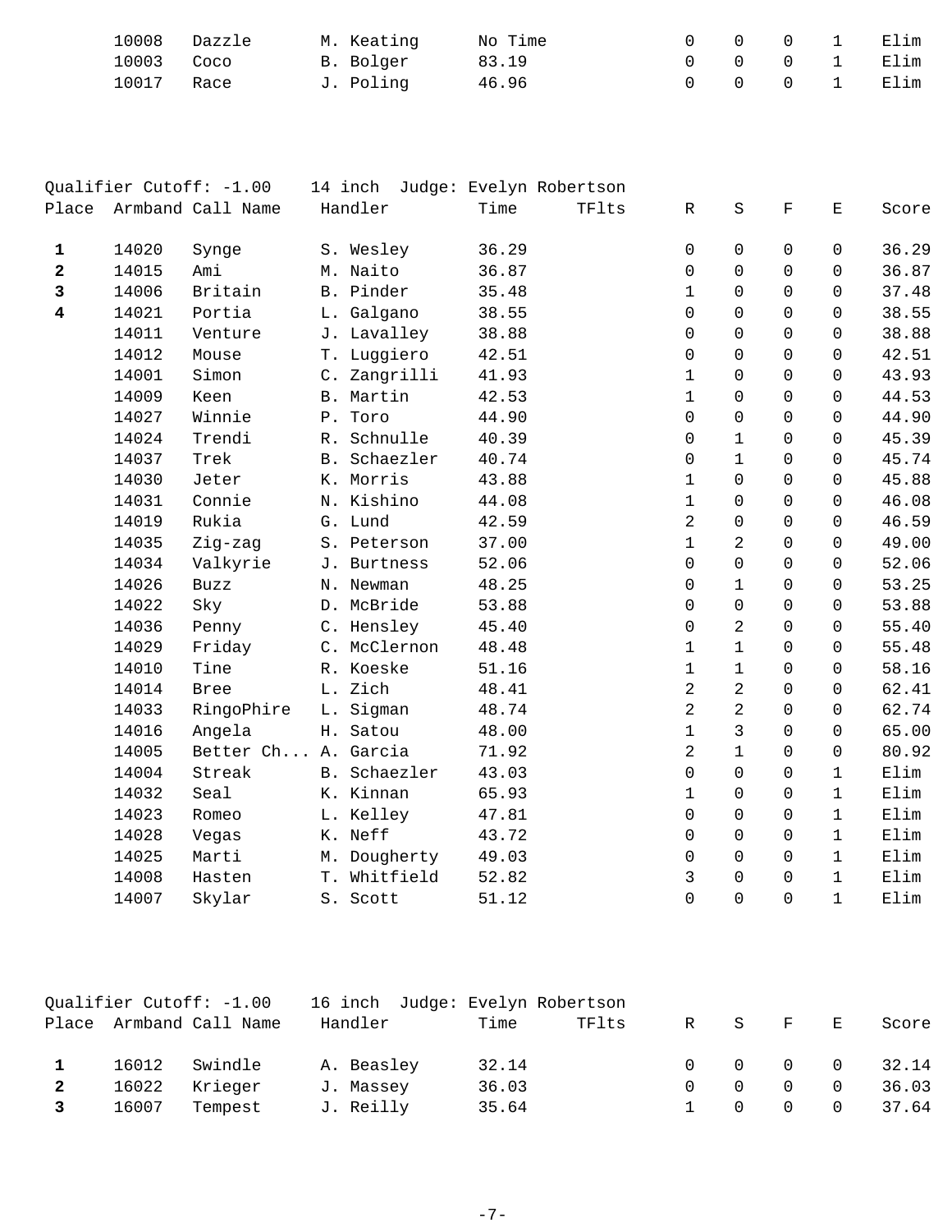| Place | Armband | Call Name | Handler | Time | TFlts | R | S | F | E | Score |
|---|---|---|---|---|---|---|---|---|---|---|
| | 10008 | Dazzle | M. Keating | No Time | | 0 | 0 | 0 | 1 | Elim |
| | 10003 | Coco | B. Bolger | 83.19 | | 0 | 0 | 0 | 1 | Elim |
| | 10017 | Race | J. Poling | 46.96 | | 0 | 0 | 0 | 1 | Elim |

Qualifier Cutoff: -1.00 14 inch Judge: Evelyn Robertson

| Place | Armband | Call Name | Handler | Time | TFlts | R | S | F | E | Score |
|---|---|---|---|---|---|---|---|---|---|---|
| **1** | 14020 | Synge | S. Wesley | 36.29 | | 0 | 0 | 0 | 0 | 36.29 |
| **2** | 14015 | Ami | M. Naito | 36.87 | | 0 | 0 | 0 | 0 | 36.87 |
| **3** | 14006 | Britain | B. Pinder | 35.48 | | 1 | 0 | 0 | 0 | 37.48 |
| **4** | 14021 | Portia | L. Galgano | 38.55 | | 0 | 0 | 0 | 0 | 38.55 |
| | 14011 | Venture | J. Lavalley | 38.88 | | 0 | 0 | 0 | 0 | 38.88 |
| | 14012 | Mouse | T. Luggiero | 42.51 | | 0 | 0 | 0 | 0 | 42.51 |
| | 14001 | Simon | C. Zangrilli | 41.93 | | 1 | 0 | 0 | 0 | 43.93 |
| | 14009 | Keen | B. Martin | 42.53 | | 1 | 0 | 0 | 0 | 44.53 |
| | 14027 | Winnie | P. Toro | 44.90 | | 0 | 0 | 0 | 0 | 44.90 |
| | 14024 | Trendi | R. Schnulle | 40.39 | | 0 | 1 | 0 | 0 | 45.39 |
| | 14037 | Trek | B. Schaezler | 40.74 | | 0 | 1 | 0 | 0 | 45.74 |
| | 14030 | Jeter | K. Morris | 43.88 | | 1 | 0 | 0 | 0 | 45.88 |
| | 14031 | Connie | N. Kishino | 44.08 | | 1 | 0 | 0 | 0 | 46.08 |
| | 14019 | Rukia | G. Lund | 42.59 | | 2 | 0 | 0 | 0 | 46.59 |
| | 14035 | Zig-zag | S. Peterson | 37.00 | | 1 | 2 | 0 | 0 | 49.00 |
| | 14034 | Valkyrie | J. Burtness | 52.06 | | 0 | 0 | 0 | 0 | 52.06 |
| | 14026 | Buzz | N. Newman | 48.25 | | 0 | 1 | 0 | 0 | 53.25 |
| | 14022 | Sky | D. McBride | 53.88 | | 0 | 0 | 0 | 0 | 53.88 |
| | 14036 | Penny | C. Hensley | 45.40 | | 0 | 2 | 0 | 0 | 55.40 |
| | 14029 | Friday | C. McClernon | 48.48 | | 1 | 1 | 0 | 0 | 55.48 |
| | 14010 | Tine | R. Koeske | 51.16 | | 1 | 1 | 0 | 0 | 58.16 |
| | 14014 | Bree | L. Zich | 48.41 | | 2 | 2 | 0 | 0 | 62.41 |
| | 14033 | RingoPhire | L. Sigman | 48.74 | | 2 | 2 | 0 | 0 | 62.74 |
| | 14016 | Angela | H. Satou | 48.00 | | 1 | 3 | 0 | 0 | 65.00 |
| | 14005 | Better Ch... | A. Garcia | 71.92 | | 2 | 1 | 0 | 0 | 80.92 |
| | 14004 | Streak | B. Schaezler | 43.03 | | 0 | 0 | 0 | 1 | Elim |
| | 14032 | Seal | K. Kinnan | 65.93 | | 1 | 0 | 0 | 1 | Elim |
| | 14023 | Romeo | L. Kelley | 47.81 | | 0 | 0 | 0 | 1 | Elim |
| | 14028 | Vegas | K. Neff | 43.72 | | 0 | 0 | 0 | 1 | Elim |
| | 14025 | Marti | M. Dougherty | 49.03 | | 0 | 0 | 0 | 1 | Elim |
| | 14008 | Hasten | T. Whitfield | 52.82 | | 3 | 0 | 0 | 1 | Elim |
| | 14007 | Skylar | S. Scott | 51.12 | | 0 | 0 | 0 | 1 | Elim |

Qualifier Cutoff: -1.00 16 inch Judge: Evelyn Robertson

| Place | Armband | Call Name | Handler | Time | TFlts | R | S | F | E | Score |
|---|---|---|---|---|---|---|---|---|---|---|
| **1** | 16012 | Swindle | A. Beasley | 32.14 | | 0 | 0 | 0 | 0 | 32.14 |
| **2** | 16022 | Krieger | J. Massey | 36.03 | | 0 | 0 | 0 | 0 | 36.03 |
| **3** | 16007 | Tempest | J. Reilly | 35.64 | | 1 | 0 | 0 | 0 | 37.64 |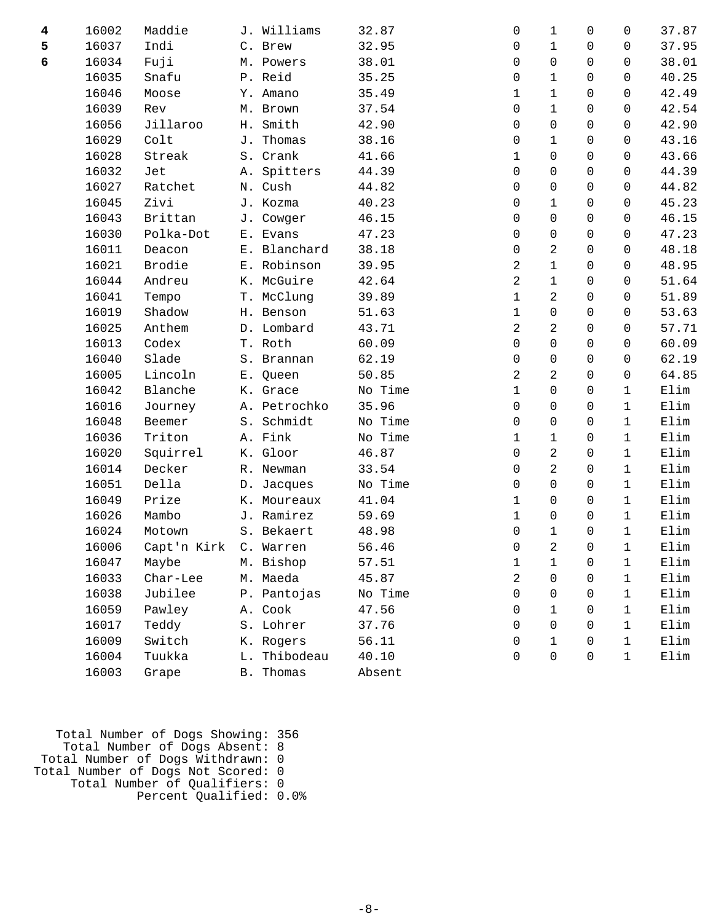| | | | | | | | | | |
|---|---|---|---|---|---|---|---|---|---|
| **4** | 16002 | Maddie | J. Williams | 32.87 | 0 | 1 | 0 | 0 | 37.87 |
| **5** | 16037 | Indi | C. Brew | 32.95 | 0 | 1 | 0 | 0 | 37.95 |
| **6** | 16034 | Fuji | M. Powers | 38.01 | 0 | 0 | 0 | 0 | 38.01 |
| | 16035 | Snafu | P. Reid | 35.25 | 0 | 1 | 0 | 0 | 40.25 |
| | 16046 | Moose | Y. Amano | 35.49 | 1 | 1 | 0 | 0 | 42.49 |
| | 16039 | Rev | M. Brown | 37.54 | 0 | 1 | 0 | 0 | 42.54 |
| | 16056 | Jillaroo | H. Smith | 42.90 | 0 | 0 | 0 | 0 | 42.90 |
| | 16029 | Colt | J. Thomas | 38.16 | 0 | 1 | 0 | 0 | 43.16 |
| | 16028 | Streak | S. Crank | 41.66 | 1 | 0 | 0 | 0 | 43.66 |
| | 16032 | Jet | A. Spitters | 44.39 | 0 | 0 | 0 | 0 | 44.39 |
| | 16027 | Ratchet | N. Cush | 44.82 | 0 | 0 | 0 | 0 | 44.82 |
| | 16045 | Zivi | J. Kozma | 40.23 | 0 | 1 | 0 | 0 | 45.23 |
| | 16043 | Brittan | J. Cowger | 46.15 | 0 | 0 | 0 | 0 | 46.15 |
| | 16030 | Polka-Dot | E. Evans | 47.23 | 0 | 0 | 0 | 0 | 47.23 |
| | 16011 | Deacon | E. Blanchard | 38.18 | 0 | 2 | 0 | 0 | 48.18 |
| | 16021 | Brodie | E. Robinson | 39.95 | 2 | 1 | 0 | 0 | 48.95 |
| | 16044 | Andreu | K. McGuire | 42.64 | 2 | 1 | 0 | 0 | 51.64 |
| | 16041 | Tempo | T. McClung | 39.89 | 1 | 2 | 0 | 0 | 51.89 |
| | 16019 | Shadow | H. Benson | 51.63 | 1 | 0 | 0 | 0 | 53.63 |
| | 16025 | Anthem | D. Lombard | 43.71 | 2 | 2 | 0 | 0 | 57.71 |
| | 16013 | Codex | T. Roth | 60.09 | 0 | 0 | 0 | 0 | 60.09 |
| | 16040 | Slade | S. Brannan | 62.19 | 0 | 0 | 0 | 0 | 62.19 |
| | 16005 | Lincoln | E. Queen | 50.85 | 2 | 2 | 0 | 0 | 64.85 |
| | 16042 | Blanche | K. Grace | No Time | 1 | 0 | 0 | 1 | Elim |
| | 16016 | Journey | A. Petrochko | 35.96 | 0 | 0 | 0 | 1 | Elim |
| | 16048 | Beemer | S. Schmidt | No Time | 0 | 0 | 0 | 1 | Elim |
| | 16036 | Triton | A. Fink | No Time | 1 | 1 | 0 | 1 | Elim |
| | 16020 | Squirrel | K. Gloor | 46.87 | 0 | 2 | 0 | 1 | Elim |
| | 16014 | Decker | R. Newman | 33.54 | 0 | 2 | 0 | 1 | Elim |
| | 16051 | Della | D. Jacques | No Time | 0 | 0 | 0 | 1 | Elim |
| | 16049 | Prize | K. Moureaux | 41.04 | 1 | 0 | 0 | 1 | Elim |
| | 16026 | Mambo | J. Ramirez | 59.69 | 1 | 0 | 0 | 1 | Elim |
| | 16024 | Motown | S. Bekaert | 48.98 | 0 | 1 | 0 | 1 | Elim |
| | 16006 | Capt'n Kirk | C. Warren | 56.46 | 0 | 2 | 0 | 1 | Elim |
| | 16047 | Maybe | M. Bishop | 57.51 | 1 | 1 | 0 | 1 | Elim |
| | 16033 | Char-Lee | M. Maeda | 45.87 | 2 | 0 | 0 | 1 | Elim |
| | 16038 | Jubilee | P. Pantojas | No Time | 0 | 0 | 0 | 1 | Elim |
| | 16059 | Pawley | A. Cook | 47.56 | 0 | 1 | 0 | 1 | Elim |
| | 16017 | Teddy | S. Lohrer | 37.76 | 0 | 0 | 0 | 1 | Elim |
| | 16009 | Switch | K. Rogers | 56.11 | 0 | 1 | 0 | 1 | Elim |
| | 16004 | Tuukka | L. Thibodeau | 40.10 | 0 | 0 | 0 | 1 | Elim |
| | 16003 | Grape | B. Thomas | Absent | | | | | |

Total Number of Dogs Showing: 356
Total Number of Dogs Absent: 8
Total Number of Dogs Withdrawn: 0
Total Number of Dogs Not Scored: 0
Total Number of Qualifiers: 0
Percent Qualified: 0.0%